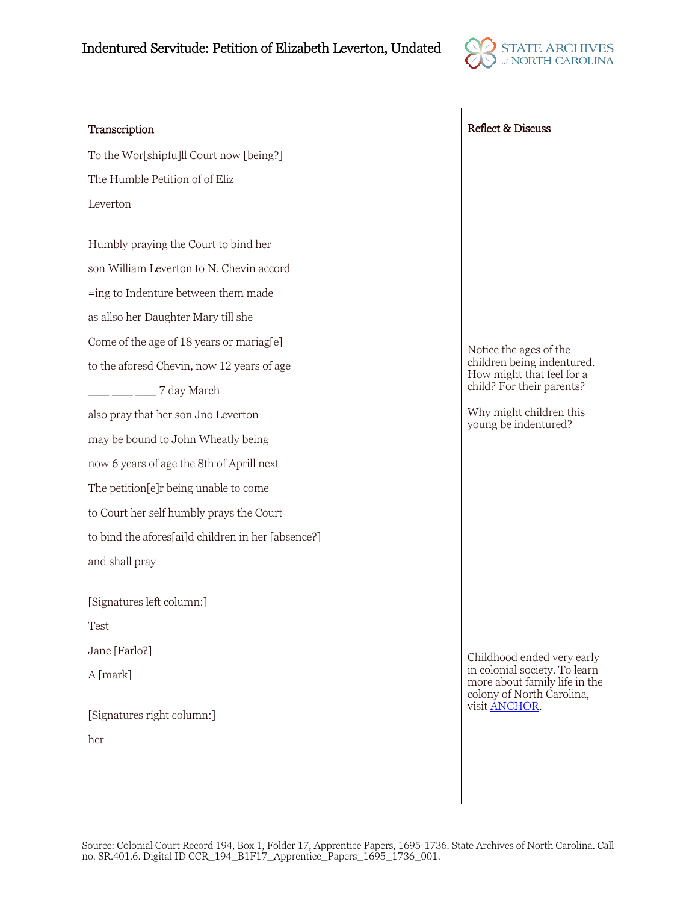# Indentured Servitude: Petition of Elizabeth Leverton, Undated

## Transcription

To the Wor[shipfu]ll Court now [being?]

The Humble Petition of of Eliz

Leverton

Humbly praying the Court to bind her

son William Leverton to N. Chevin accord

=ing to Indenture between them made

as allso her Daughter Mary till she

Come of the age of 18 years or mariag[e]

to the aforesd Chevin, now 12 years of age

\_\_\_\_ \_\_\_\_ \_\_\_\_ 7 day March

also pray that her son Jno Leverton

may be bound to John Wheatly being

now 6 years of age the 8th of Aprill next

The petition[e]r being unable to come

to Court her self humbly prays the Court

to bind the afores[ai]d children in her [absence?]

and shall pray

[Signatures left column:]

Test

Jane [Farlo?]

A [mark]

[Signatures right column:]

her

## Reflect & Discuss

Notice the ages of the children being indentured. How might that feel for a child? For their parents?

Why might children this young be indentured?

Childhood ended very early in colonial society. To learn more about family life in the colony of North Carolina, visit ANCHOR.

Source: Colonial Court Record 194, Box 1, Folder 17, Apprentice Papers, 1695-1736. State Archives of North Carolina. Call no. SR.401.6. Digital ID CCR_194_B1F17_Apprentice_Papers_1695_1736_001.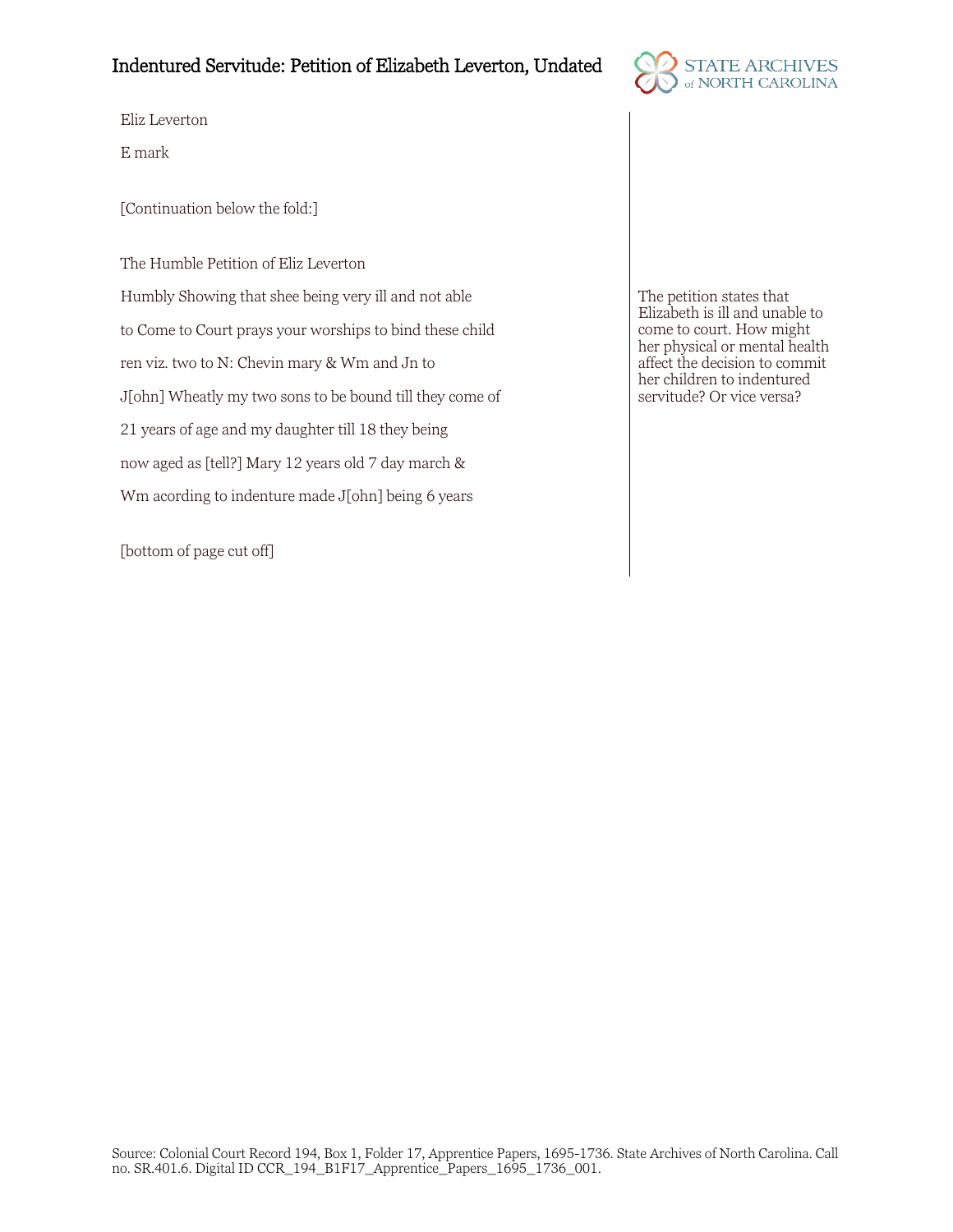# Indentured Servitude: Petition of Elizabeth Leverton, Undated

Eliz Leverton

E mark

[Continuation below the fold:]

The Humble Petition of Eliz Leverton

Humbly Showing that shee being very ill and not able

to Come to Court prays your worships to bind these child

ren viz. two to N: Chevin mary & Wm and Jn to

J[ohn] Wheatly my two sons to be bound till they come of

21 years of age and my daughter till 18 they being

now aged as [tell?] Mary 12 years old 7 day march &

Wm acording to indenture made J[ohn] being 6 years

[bottom of page cut off]

The petition states that Elizabeth is ill and unable to come to court. How might her physical or mental health affect the decision to commit her children to indentured servitude? Or vice versa?

Source: Colonial Court Record 194, Box 1, Folder 17, Apprentice Papers, 1695-1736. State Archives of North Carolina. Call no. SR.401.6. Digital ID CCR_194_B1F17_Apprentice_Papers_1695_1736_001.